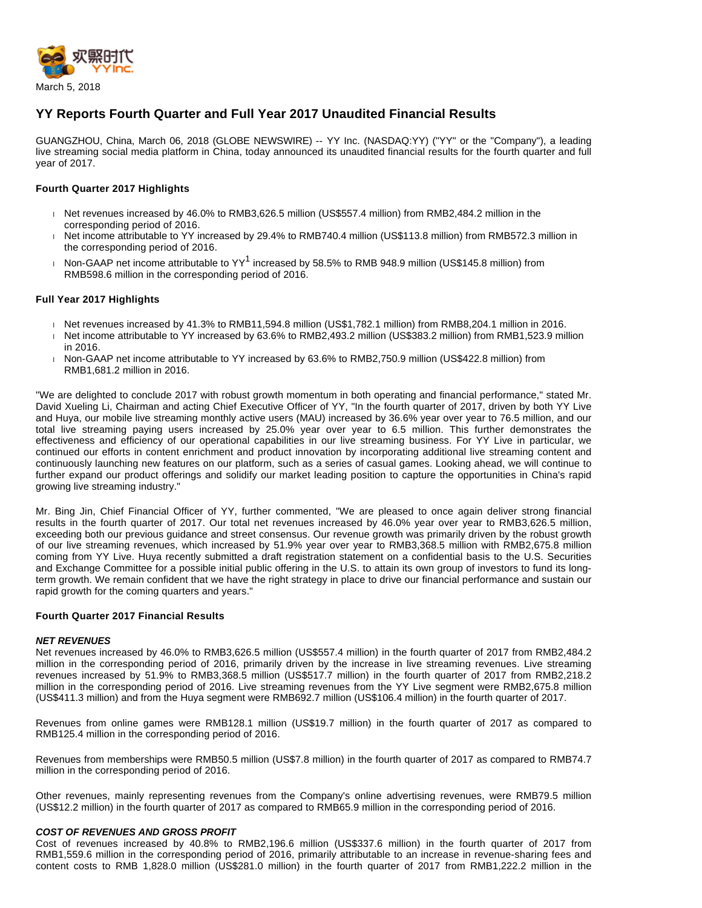March 5, 2018

# YY Reports Fourth Quarter and Full Year 2017 Unaudited Financial Results

GUANGZHOU, China, March 06, 2018 (GLOBE NEWSWIRE) -- YY Inc. (NASDAQ:YY) ("YY" or the "Company"), a leading live streaming social media platform in China, today announced its unaudited financial results for the fourth quarter and full year of 2017.

### Fourth Quarter 2017 Highlights

- Net revenues increased by 46.0% to RMB3,626.5 million (US$557.4 million) from RMB2,484.2 million in the corresponding period of 2016.
- Net income attributable to YY increased by 29.4% to RMB740.4 million (US$113.8 million) from RMB572.3 million in the corresponding period of 2016.
- Non-GAAP net income attributable to YY[1] increased by 58.5% to RMB 948.9 million (US$145.8 million) from RMB598.6 million in the corresponding period of 2016.

### Full Year 2017 Highlights

- Net revenues increased by 41.3% to RMB11,594.8 million (US$1,782.1 million) from RMB8,204.1 million in 2016.
- Net income attributable to YY increased by 63.6% to RMB2,493.2 million (US$383.2 million) from RMB1,523.9 million in 2016.
- Non-GAAP net income attributable to YY increased by 63.6% to RMB2,750.9 million (US$422.8 million) from RMB1,681.2 million in 2016.

"We are delighted to conclude 2017 with robust growth momentum in both operating and financial performance," stated Mr. David Xueling Li, Chairman and acting Chief Executive Officer of YY, "In the fourth quarter of 2017, driven by both YY Live and Huya, our mobile live streaming monthly active users (MAU) increased by 36.6% year over year to 76.5 million, and our total live streaming paying users increased by 25.0% year over year to 6.5 million. This further demonstrates the effectiveness and efficiency of our operational capabilities in our live streaming business. For YY Live in particular, we continued our efforts in content enrichment and product innovation by incorporating additional live streaming content and continuously launching new features on our platform, such as a series of casual games. Looking ahead, we will continue to further expand our product offerings and solidify our market leading position to capture the opportunities in China's rapid growing live streaming industry."

Mr. Bing Jin, Chief Financial Officer of YY, further commented, "We are pleased to once again deliver strong financial results in the fourth quarter of 2017. Our total net revenues increased by 46.0% year over year to RMB3,626.5 million, exceeding both our previous guidance and street consensus. Our revenue growth was primarily driven by the robust growth of our live streaming revenues, which increased by 51.9% year over year to RMB3,368.5 million with RMB2,675.8 million coming from YY Live. Huya recently submitted a draft registration statement on a confidential basis to the U.S. Securities and Exchange Committee for a possible initial public offering in the U.S. to attain its own group of investors to fund its long-term growth. We remain confident that we have the right strategy in place to drive our financial performance and sustain our rapid growth for the coming quarters and years."

### Fourth Quarter 2017 Financial Results

***NET REVENUES***

Net revenues increased by 46.0% to RMB3,626.5 million (US$557.4 million) in the fourth quarter of 2017 from RMB2,484.2 million in the corresponding period of 2016, primarily driven by the increase in live streaming revenues. Live streaming revenues increased by 51.9% to RMB3,368.5 million (US$517.7 million) in the fourth quarter of 2017 from RMB2,218.2 million in the corresponding period of 2016. Live streaming revenues from the YY Live segment were RMB2,675.8 million (US$411.3 million) and from the Huya segment were RMB692.7 million (US$106.4 million) in the fourth quarter of 2017.

Revenues from online games were RMB128.1 million (US$19.7 million) in the fourth quarter of 2017 as compared to RMB125.4 million in the corresponding period of 2016.

Revenues from memberships were RMB50.5 million (US$7.8 million) in the fourth quarter of 2017 as compared to RMB74.7 million in the corresponding period of 2016.

Other revenues, mainly representing revenues from the Company's online advertising revenues, were RMB79.5 million (US$12.2 million) in the fourth quarter of 2017 as compared to RMB65.9 million in the corresponding period of 2016.

***COST OF REVENUES AND GROSS PROFIT***

Cost of revenues increased by 40.8% to RMB2,196.6 million (US$337.6 million) in the fourth quarter of 2017 from RMB1,559.6 million in the corresponding period of 2016, primarily attributable to an increase in revenue-sharing fees and content costs to RMB 1,828.0 million (US$281.0 million) in the fourth quarter of 2017 from RMB1,222.2 million in the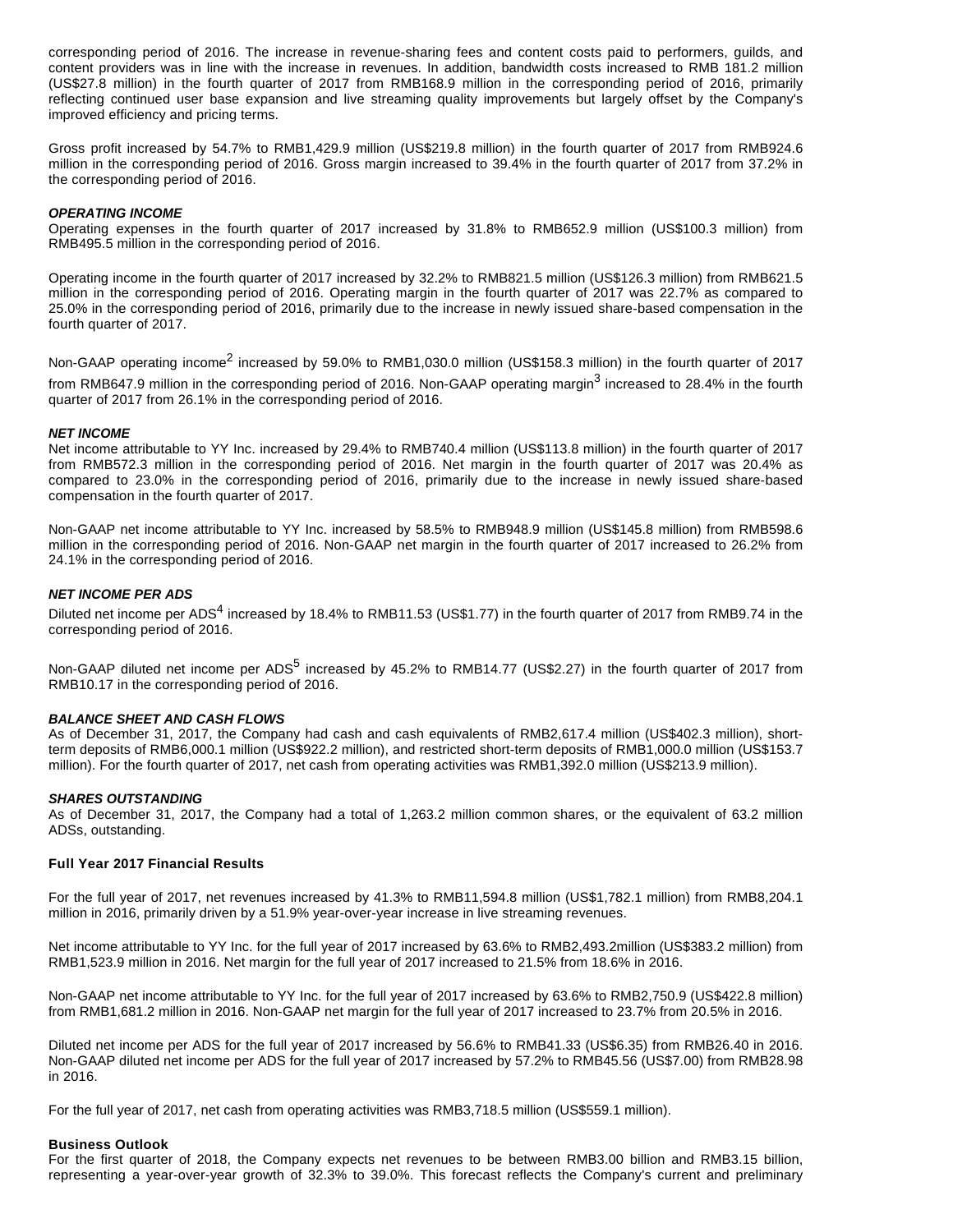corresponding period of 2016. The increase in revenue-sharing fees and content costs paid to performers, guilds, and content providers was in line with the increase in revenues. In addition, bandwidth costs increased to RMB 181.2 million (US$27.8 million) in the fourth quarter of 2017 from RMB168.9 million in the corresponding period of 2016, primarily reflecting continued user base expansion and live streaming quality improvements but largely offset by the Company's improved efficiency and pricing terms.

Gross profit increased by 54.7% to RMB1,429.9 million (US$219.8 million) in the fourth quarter of 2017 from RMB924.6 million in the corresponding period of 2016. Gross margin increased to 39.4% in the fourth quarter of 2017 from 37.2% in the corresponding period of 2016.

***OPERATING INCOME***

Operating expenses in the fourth quarter of 2017 increased by 31.8% to RMB652.9 million (US$100.3 million) from RMB495.5 million in the corresponding period of 2016.

Operating income in the fourth quarter of 2017 increased by 32.2% to RMB821.5 million (US$126.3 million) from RMB621.5 million in the corresponding period of 2016. Operating margin in the fourth quarter of 2017 was 22.7% as compared to 25.0% in the corresponding period of 2016, primarily due to the increase in newly issued share-based compensation in the fourth quarter of 2017.

Non-GAAP operating income[2] increased by 59.0% to RMB1,030.0 million (US$158.3 million) in the fourth quarter of 2017 from RMB647.9 million in the corresponding period of 2016. Non-GAAP operating margin[3] increased to 28.4% in the fourth quarter of 2017 from 26.1% in the corresponding period of 2016.

***NET INCOME***

Net income attributable to YY Inc. increased by 29.4% to RMB740.4 million (US$113.8 million) in the fourth quarter of 2017 from RMB572.3 million in the corresponding period of 2016. Net margin in the fourth quarter of 2017 was 20.4% as compared to 23.0% in the corresponding period of 2016, primarily due to the increase in newly issued share-based compensation in the fourth quarter of 2017.

Non-GAAP net income attributable to YY Inc. increased by 58.5% to RMB948.9 million (US$145.8 million) from RMB598.6 million in the corresponding period of 2016. Non-GAAP net margin in the fourth quarter of 2017 increased to 26.2% from 24.1% in the corresponding period of 2016.

***NET INCOME PER ADS***

Diluted net income per ADS[4] increased by 18.4% to RMB11.53 (US$1.77) in the fourth quarter of 2017 from RMB9.74 in the corresponding period of 2016.

Non-GAAP diluted net income per ADS[5] increased by 45.2% to RMB14.77 (US$2.27) in the fourth quarter of 2017 from RMB10.17 in the corresponding period of 2016.

***BALANCE SHEET AND CASH FLOWS***

As of December 31, 2017, the Company had cash and cash equivalents of RMB2,617.4 million (US$402.3 million), short-term deposits of RMB6,000.1 million (US$922.2 million), and restricted short-term deposits of RMB1,000.0 million (US$153.7 million). For the fourth quarter of 2017, net cash from operating activities was RMB1,392.0 million (US$213.9 million).

***SHARES OUTSTANDING***

As of December 31, 2017, the Company had a total of 1,263.2 million common shares, or the equivalent of 63.2 million ADSs, outstanding.

**Full Year 2017 Financial Results**

For the full year of 2017, net revenues increased by 41.3% to RMB11,594.8 million (US$1,782.1 million) from RMB8,204.1 million in 2016, primarily driven by a 51.9% year-over-year increase in live streaming revenues.

Net income attributable to YY Inc. for the full year of 2017 increased by 63.6% to RMB2,493.2million (US$383.2 million) from RMB1,523.9 million in 2016. Net margin for the full year of 2017 increased to 21.5% from 18.6% in 2016.

Non-GAAP net income attributable to YY Inc. for the full year of 2017 increased by 63.6% to RMB2,750.9 (US$422.8 million) from RMB1,681.2 million in 2016. Non-GAAP net margin for the full year of 2017 increased to 23.7% from 20.5% in 2016.

Diluted net income per ADS for the full year of 2017 increased by 56.6% to RMB41.33 (US$6.35) from RMB26.40 in 2016. Non-GAAP diluted net income per ADS for the full year of 2017 increased by 57.2% to RMB45.56 (US$7.00) from RMB28.98 in 2016.

For the full year of 2017, net cash from operating activities was RMB3,718.5 million (US$559.1 million).

**Business Outlook**

For the first quarter of 2018, the Company expects net revenues to be between RMB3.00 billion and RMB3.15 billion, representing a year-over-year growth of 32.3% to 39.0%. This forecast reflects the Company's current and preliminary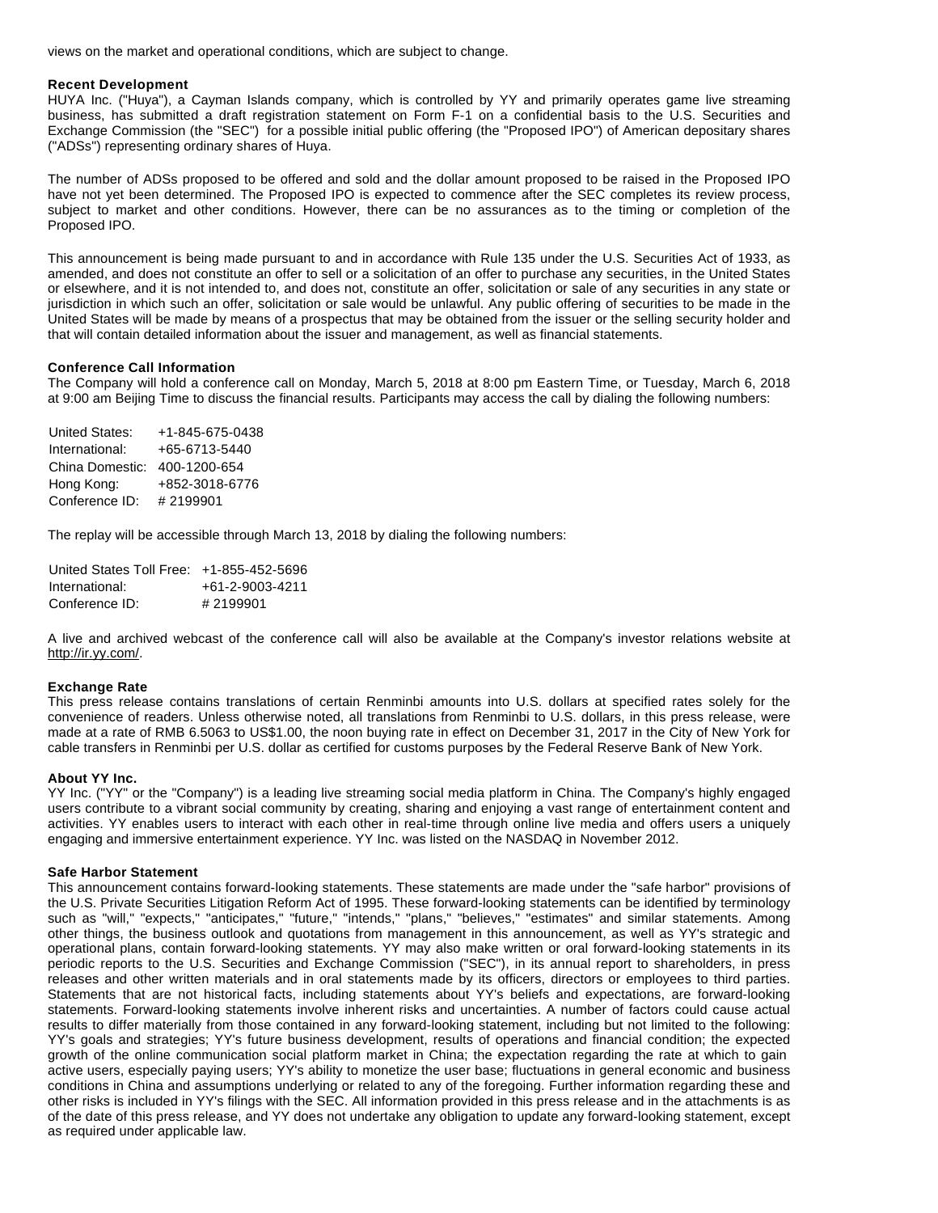views on the market and operational conditions, which are subject to change.

**Recent Development**

HUYA Inc. ("Huya"), a Cayman Islands company, which is controlled by YY and primarily operates game live streaming business, has submitted a draft registration statement on Form F-1 on a confidential basis to the U.S. Securities and Exchange Commission (the "SEC") for a possible initial public offering (the "Proposed IPO") of American depositary shares ("ADSs") representing ordinary shares of Huya.

The number of ADSs proposed to be offered and sold and the dollar amount proposed to be raised in the Proposed IPO have not yet been determined. The Proposed IPO is expected to commence after the SEC completes its review process, subject to market and other conditions. However, there can be no assurances as to the timing or completion of the Proposed IPO.

This announcement is being made pursuant to and in accordance with Rule 135 under the U.S. Securities Act of 1933, as amended, and does not constitute an offer to sell or a solicitation of an offer to purchase any securities, in the United States or elsewhere, and it is not intended to, and does not, constitute an offer, solicitation or sale of any securities in any state or jurisdiction in which such an offer, solicitation or sale would be unlawful. Any public offering of securities to be made in the United States will be made by means of a prospectus that may be obtained from the issuer or the selling security holder and that will contain detailed information about the issuer and management, as well as financial statements.

**Conference Call Information**

The Company will hold a conference call on Monday, March 5, 2018 at 8:00 pm Eastern Time, or Tuesday, March 6, 2018 at 9:00 am Beijing Time to discuss the financial results. Participants may access the call by dialing the following numbers:

| | |
|---|---|
| United States: | +1-845-675-0438 |
| International: | +65-6713-5440 |
| China Domestic: | 400-1200-654 |
| Hong Kong: | +852-3018-6776 |
| Conference ID: | # 2199901 |

The replay will be accessible through March 13, 2018 by dialing the following numbers:

| | |
|---|---|
| United States Toll Free: | +1-855-452-5696 |
| International: | +61-2-9003-4211 |
| Conference ID: | # 2199901 |

A live and archived webcast of the conference call will also be available at the Company's investor relations website at http://ir.yy.com/.

**Exchange Rate**

This press release contains translations of certain Renminbi amounts into U.S. dollars at specified rates solely for the convenience of readers. Unless otherwise noted, all translations from Renminbi to U.S. dollars, in this press release, were made at a rate of RMB 6.5063 to US$1.00, the noon buying rate in effect on December 31, 2017 in the City of New York for cable transfers in Renminbi per U.S. dollar as certified for customs purposes by the Federal Reserve Bank of New York.

**About YY Inc.**

YY Inc. ("YY" or the "Company") is a leading live streaming social media platform in China. The Company's highly engaged users contribute to a vibrant social community by creating, sharing and enjoying a vast range of entertainment content and activities. YY enables users to interact with each other in real-time through online live media and offers users a uniquely engaging and immersive entertainment experience. YY Inc. was listed on the NASDAQ in November 2012.

**Safe Harbor Statement**

This announcement contains forward-looking statements. These statements are made under the "safe harbor" provisions of the U.S. Private Securities Litigation Reform Act of 1995. These forward-looking statements can be identified by terminology such as "will," "expects," "anticipates," "future," "intends," "plans," "believes," "estimates" and similar statements. Among other things, the business outlook and quotations from management in this announcement, as well as YY's strategic and operational plans, contain forward-looking statements. YY may also make written or oral forward-looking statements in its periodic reports to the U.S. Securities and Exchange Commission ("SEC"), in its annual report to shareholders, in press releases and other written materials and in oral statements made by its officers, directors or employees to third parties. Statements that are not historical facts, including statements about YY's beliefs and expectations, are forward-looking statements. Forward-looking statements involve inherent risks and uncertainties. A number of factors could cause actual results to differ materially from those contained in any forward-looking statement, including but not limited to the following: YY's goals and strategies; YY's future business development, results of operations and financial condition; the expected growth of the online communication social platform market in China; the expectation regarding the rate at which to gain active users, especially paying users; YY's ability to monetize the user base; fluctuations in general economic and business conditions in China and assumptions underlying or related to any of the foregoing. Further information regarding these and other risks is included in YY's filings with the SEC. All information provided in this press release and in the attachments is as of the date of this press release, and YY does not undertake any obligation to update any forward-looking statement, except as required under applicable law.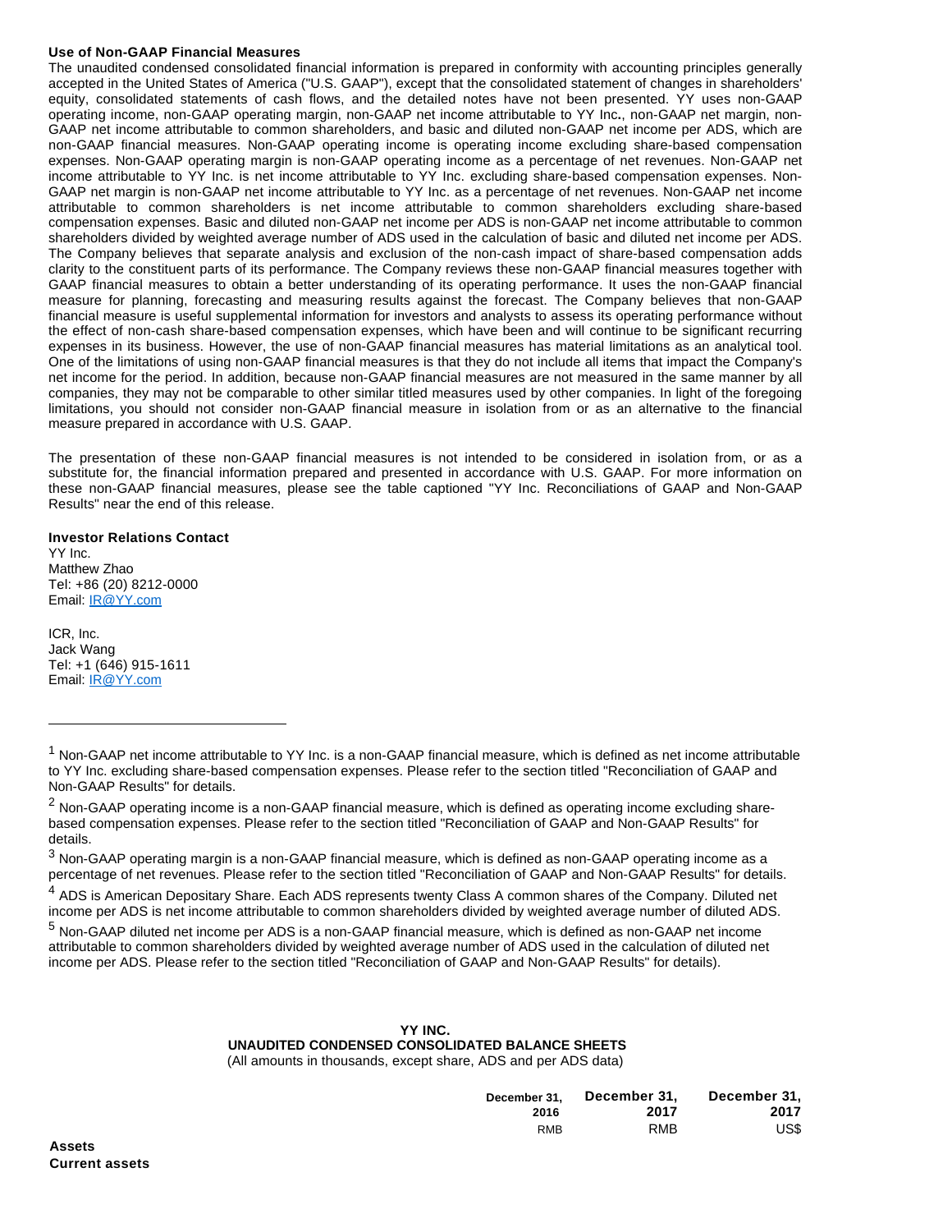**Use of Non-GAAP Financial Measures**

The unaudited condensed consolidated financial information is prepared in conformity with accounting principles generally accepted in the United States of America ("U.S. GAAP"), except that the consolidated statement of changes in shareholders' equity, consolidated statements of cash flows, and the detailed notes have not been presented. YY uses non-GAAP operating income, non-GAAP operating margin, non-GAAP net income attributable to YY Inc., non-GAAP net margin, non-GAAP net income attributable to common shareholders, and basic and diluted non-GAAP net income per ADS, which are non-GAAP financial measures. Non-GAAP operating income is operating income excluding share-based compensation expenses. Non-GAAP operating margin is non-GAAP operating income as a percentage of net revenues. Non-GAAP net income attributable to YY Inc. is net income attributable to YY Inc. excluding share-based compensation expenses. Non-GAAP net margin is non-GAAP net income attributable to YY Inc. as a percentage of net revenues. Non-GAAP net income attributable to common shareholders is net income attributable to common shareholders excluding share-based compensation expenses. Basic and diluted non-GAAP net income per ADS is non-GAAP net income attributable to common shareholders divided by weighted average number of ADS used in the calculation of basic and diluted net income per ADS. The Company believes that separate analysis and exclusion of the non-cash impact of share-based compensation adds clarity to the constituent parts of its performance. The Company reviews these non-GAAP financial measures together with GAAP financial measures to obtain a better understanding of its operating performance. It uses the non-GAAP financial measure for planning, forecasting and measuring results against the forecast. The Company believes that non-GAAP financial measure is useful supplemental information for investors and analysts to assess its operating performance without the effect of non-cash share-based compensation expenses, which have been and will continue to be significant recurring expenses in its business. However, the use of non-GAAP financial measures has material limitations as an analytical tool. One of the limitations of using non-GAAP financial measures is that they do not include all items that impact the Company's net income for the period. In addition, because non-GAAP financial measures are not measured in the same manner by all companies, they may not be comparable to other similar titled measures used by other companies. In light of the foregoing limitations, you should not consider non-GAAP financial measure in isolation from or as an alternative to the financial measure prepared in accordance with U.S. GAAP.

The presentation of these non-GAAP financial measures is not intended to be considered in isolation from, or as a substitute for, the financial information prepared and presented in accordance with U.S. GAAP. For more information on these non-GAAP financial measures, please see the table captioned "YY Inc. Reconciliations of GAAP and Non-GAAP Results" near the end of this release.

**Investor Relations Contact**

YY Inc.
Matthew Zhao
Tel: +86 (20) 8212-0000
Email: IR@YY.com

ICR, Inc.
Jack Wang
Tel: +1 (646) 915-1611
Email: IR@YY.com

---

[1] Non-GAAP net income attributable to YY Inc. is a non-GAAP financial measure, which is defined as net income attributable to YY Inc. excluding share-based compensation expenses. Please refer to the section titled "Reconciliation of GAAP and Non-GAAP Results" for details.

[2] Non-GAAP operating income is a non-GAAP financial measure, which is defined as operating income excluding share-based compensation expenses. Please refer to the section titled "Reconciliation of GAAP and Non-GAAP Results" for details.

[3] Non-GAAP operating margin is a non-GAAP financial measure, which is defined as non-GAAP operating income as a percentage of net revenues. Please refer to the section titled "Reconciliation of GAAP and Non-GAAP Results" for details.

[4] ADS is American Depositary Share. Each ADS represents twenty Class A common shares of the Company. Diluted net income per ADS is net income attributable to common shareholders divided by weighted average number of diluted ADS.

[5] Non-GAAP diluted net income per ADS is a non-GAAP financial measure, which is defined as non-GAAP net income attributable to common shareholders divided by weighted average number of ADS used in the calculation of diluted net income per ADS. Please refer to the section titled "Reconciliation of GAAP and Non-GAAP Results" for details).

**YY INC.**
**UNAUDITED CONDENSED CONSOLIDATED BALANCE SHEETS**
(All amounts in thousands, except share, ADS and per ADS data)

| | December 31, 2016 | December 31, 2017 | December 31, 2017 |
|---|---|---|---|
| | RMB | RMB | US$ |
| **Assets** | | | |
| **Current assets** | | | |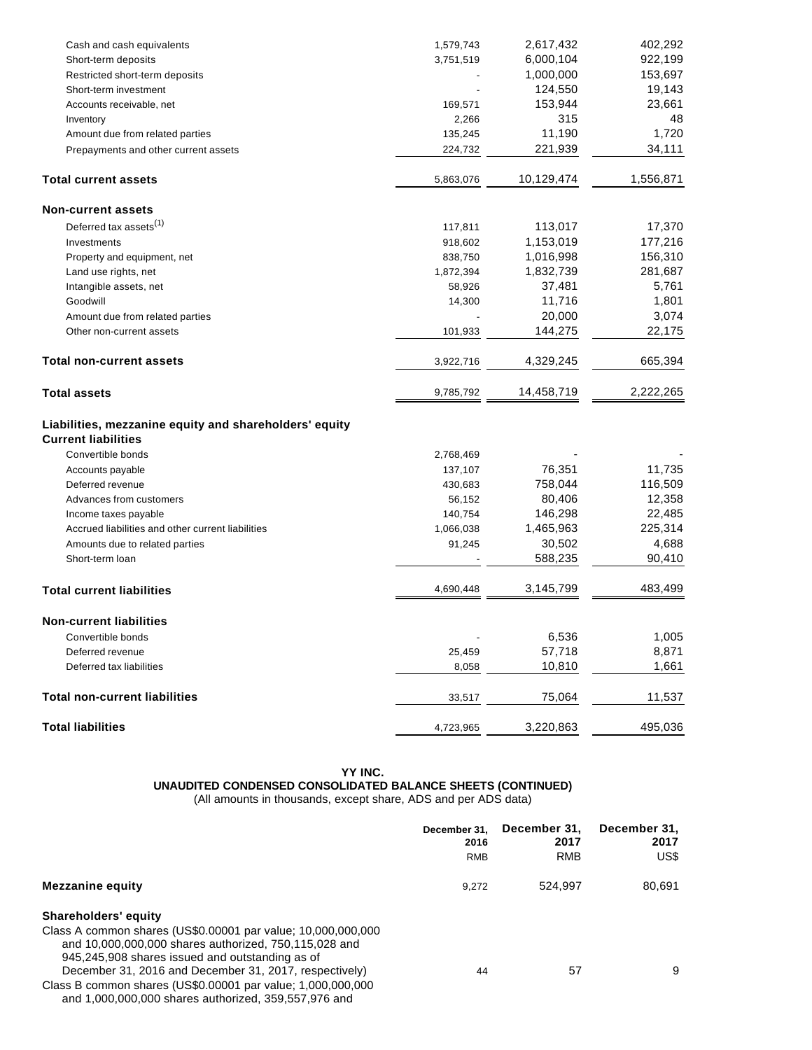| | | | |
|---|---|---|---|
| Cash and cash equivalents | 1,579,743 | 2,617,432 | 402,292 |
| Short-term deposits | 3,751,519 | 6,000,104 | 922,199 |
| Restricted short-term deposits | - | 1,000,000 | 153,697 |
| Short-term investment | - | 124,550 | 19,143 |
| Accounts receivable, net | 169,571 | 153,944 | 23,661 |
| Inventory | 2,266 | 315 | 48 |
| Amount due from related parties | 135,245 | 11,190 | 1,720 |
| Prepayments and other current assets | 224,732 | 221,939 | 34,111 |
| **Total current assets** | 5,863,076 | 10,129,474 | 1,556,871 |
| **Non-current assets** | | | |
| Deferred tax assets[(1)] | 117,811 | 113,017 | 17,370 |
| Investments | 918,602 | 1,153,019 | 177,216 |
| Property and equipment, net | 838,750 | 1,016,998 | 156,310 |
| Land use rights, net | 1,872,394 | 1,832,739 | 281,687 |
| Intangible assets, net | 58,926 | 37,481 | 5,761 |
| Goodwill | 14,300 | 11,716 | 1,801 |
| Amount due from related parties | - | 20,000 | 3,074 |
| Other non-current assets | 101,933 | 144,275 | 22,175 |
| **Total non-current assets** | 3,922,716 | 4,329,245 | 665,394 |
| **Total assets** | 9,785,792 | 14,458,719 | 2,222,265 |
| **Liabilities, mezzanine equity and shareholders' equity** | | | |
| **Current liabilities** | | | |
| Convertible bonds | 2,768,469 | - | - |
| Accounts payable | 137,107 | 76,351 | 11,735 |
| Deferred revenue | 430,683 | 758,044 | 116,509 |
| Advances from customers | 56,152 | 80,406 | 12,358 |
| Income taxes payable | 140,754 | 146,298 | 22,485 |
| Accrued liabilities and other current liabilities | 1,066,038 | 1,465,963 | 225,314 |
| Amounts due to related parties | 91,245 | 30,502 | 4,688 |
| Short-term loan | - | 588,235 | 90,410 |
| **Total current liabilities** | 4,690,448 | 3,145,799 | 483,499 |
| **Non-current liabilities** | | | |
| Convertible bonds | - | 6,536 | 1,005 |
| Deferred revenue | 25,459 | 57,718 | 8,871 |
| Deferred tax liabilities | 8,058 | 10,810 | 1,661 |
| **Total non-current liabilities** | 33,517 | 75,064 | 11,537 |
| **Total liabilities** | 4,723,965 | 3,220,863 | 495,036 |

**YY INC.**
**UNAUDITED CONDENSED CONSOLIDATED BALANCE SHEETS (CONTINUED)**
(All amounts in thousands, except share, ADS and per ADS data)

| | December 31, 2016 | December 31, 2017 | December 31, 2017 |
|---|---|---|---|
| | RMB | RMB | US$ |
| **Mezzanine equity** | 9,272 | 524,997 | 80,691 |
| **Shareholders' equity** | | | |
| Class A common shares (US$0.00001 par value; 10,000,000,000 and 10,000,000,000 shares authorized, 750,115,028 and 945,245,908 shares issued and outstanding as of December 31, 2016 and December 31, 2017, respectively) | 44 | 57 | 9 |
| Class B common shares (US$0.00001 par value; 1,000,000,000 and 1,000,000,000 shares authorized, 359,557,976 and | | | |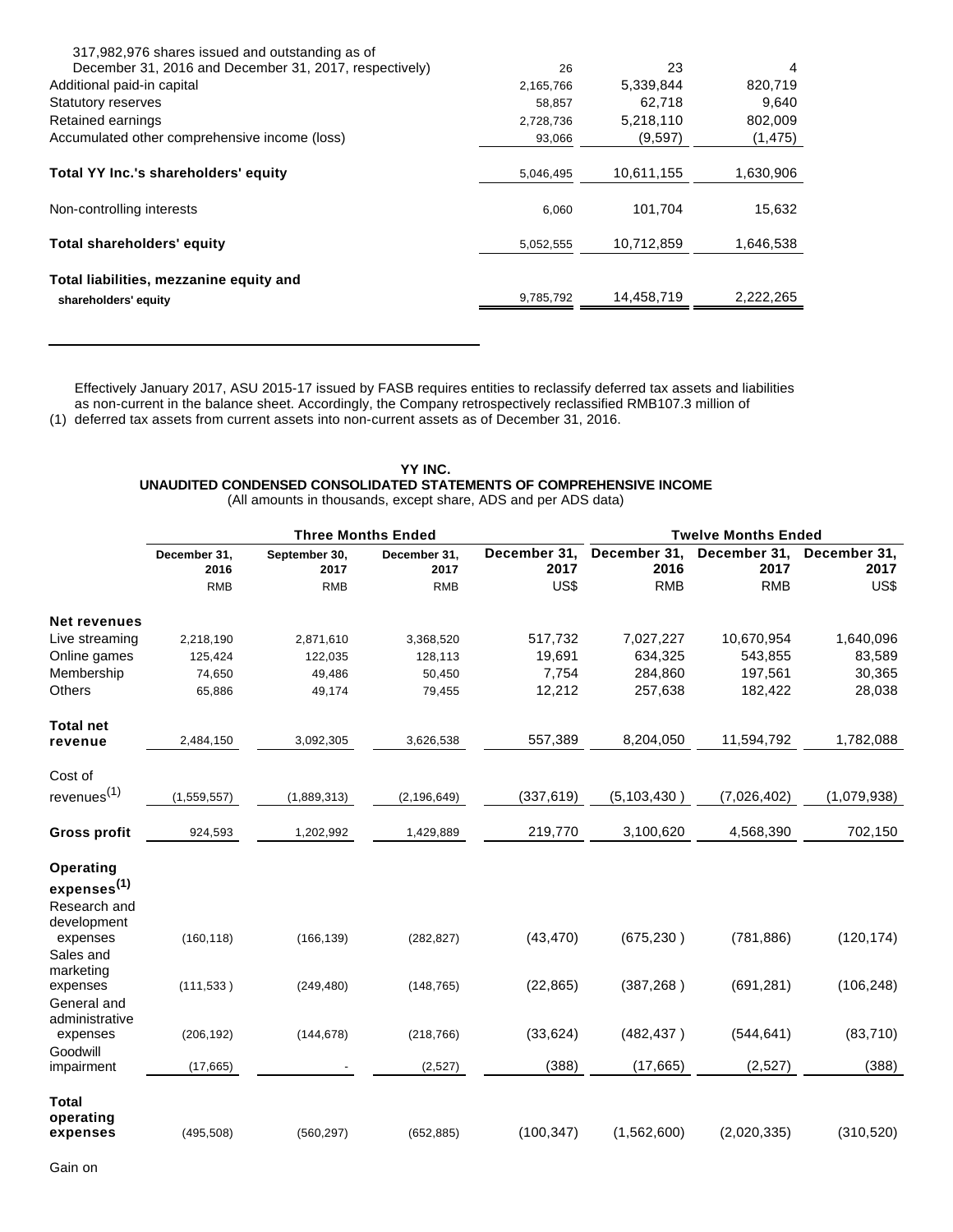| | | | |
|---|---|---|---|
| 317,982,976 shares issued and outstanding as of December 31, 2016 and December 31, 2017, respectively) | 26 | 23 | 4 |
| Additional paid-in capital | 2,165,766 | 5,339,844 | 820,719 |
| Statutory reserves | 58,857 | 62,718 | 9,640 |
| Retained earnings | 2,728,736 | 5,218,110 | 802,009 |
| Accumulated other comprehensive income (loss) | 93,066 | (9,597) | (1,475) |
| **Total YY Inc.'s shareholders' equity** | 5,046,495 | 10,611,155 | 1,630,906 |
| Non-controlling interests | 6,060 | 101,704 | 15,632 |
| **Total shareholders' equity** | 5,052,555 | 10,712,859 | 1,646,538 |
| **Total liabilities, mezzanine equity and shareholders' equity** | 9,785,792 | 14,458,719 | 2,222,265 |

(1) Effectively January 2017, ASU 2015-17 issued by FASB requires entities to reclassify deferred tax assets and liabilities as non-current in the balance sheet. Accordingly, the Company retrospectively reclassified RMB107.3 million of deferred tax assets from current assets into non-current assets as of December 31, 2016.

**YY INC.**
**UNAUDITED CONDENSED CONSOLIDATED STATEMENTS OF COMPREHENSIVE INCOME**
(All amounts in thousands, except share, ADS and per ADS data)

| | Three Months Ended | | | | Twelve Months Ended | | |
|---|---|---|---|---|---|---|---|
| | December 31, 2016 | September 30, 2017 | December 31, 2017 | December 31, 2017 | December 31, 2016 | December 31, 2017 | December 31, 2017 |
| | RMB | RMB | RMB | US$ | RMB | RMB | US$ |
| **Net revenues** | | | | | | | |
| Live streaming | 2,218,190 | 2,871,610 | 3,368,520 | 517,732 | 7,027,227 | 10,670,954 | 1,640,096 |
| Online games | 125,424 | 122,035 | 128,113 | 19,691 | 634,325 | 543,855 | 83,589 |
| Membership | 74,650 | 49,486 | 50,450 | 7,754 | 284,860 | 197,561 | 30,365 |
| Others | 65,886 | 49,174 | 79,455 | 12,212 | 257,638 | 182,422 | 28,038 |
| **Total net revenue** | 2,484,150 | 3,092,305 | 3,626,538 | 557,389 | 8,204,050 | 11,594,792 | 1,782,088 |
| Cost of revenues(1) | (1,559,557) | (1,889,313) | (2,196,649) | (337,619) | (5,103,430 ) | (7,026,402) | (1,079,938) |
| **Gross profit** | 924,593 | 1,202,992 | 1,429,889 | 219,770 | 3,100,620 | 4,568,390 | 702,150 |
| **Operating expenses(1)** | | | | | | | |
| Research and development expenses | (160,118) | (166,139) | (282,827) | (43,470) | (675,230 ) | (781,886) | (120,174) |
| Sales and marketing expenses | (111,533 ) | (249,480) | (148,765) | (22,865) | (387,268 ) | (691,281) | (106,248) |
| General and administrative expenses | (206,192) | (144,678) | (218,766) | (33,624) | (482,437 ) | (544,641) | (83,710) |
| Goodwill impairment | (17,665) | - | (2,527) | (388) | (17,665) | (2,527) | (388) |
| **Total operating expenses** | (495,508) | (560,297) | (652,885) | (100,347) | (1,562,600) | (2,020,335) | (310,520) |

Gain on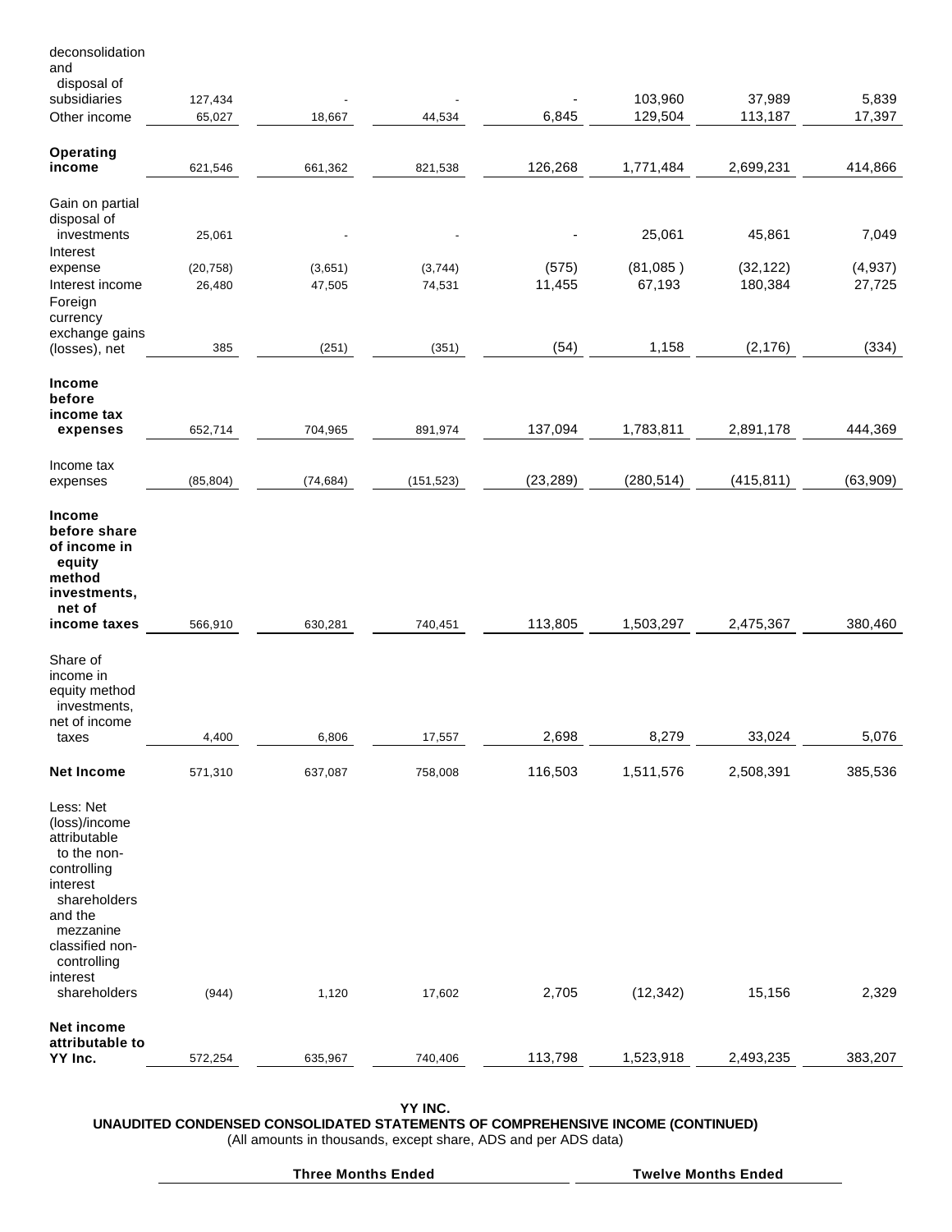| | | | | | | | |
|---|---|---|---|---|---|---|---|
| deconsolidation and disposal of subsidiaries | 127,434 | - | - | - | 103,960 | 37,989 | 5,839 |
| Other income | 65,027 | 18,667 | 44,534 | 6,845 | 129,504 | 113,187 | 17,397 |
| **Operating income** | 621,546 | 661,362 | 821,538 | 126,268 | 1,771,484 | 2,699,231 | 414,866 |
| Gain on partial disposal of investments | 25,061 | - | - | - | 25,061 | 45,861 | 7,049 |
| Interest expense | (20,758) | (3,651) | (3,744) | (575) | (81,085 ) | (32,122) | (4,937) |
| Interest income | 26,480 | 47,505 | 74,531 | 11,455 | 67,193 | 180,384 | 27,725 |
| Foreign currency exchange gains (losses), net | 385 | (251) | (351) | (54) | 1,158 | (2,176) | (334) |
| **Income before income tax expenses** | 652,714 | 704,965 | 891,974 | 137,094 | 1,783,811 | 2,891,178 | 444,369 |
| Income tax expenses | (85,804) | (74,684) | (151,523) | (23,289) | (280,514) | (415,811) | (63,909) |
| **Income before share of income in equity method investments, net of income taxes** | 566,910 | 630,281 | 740,451 | 113,805 | 1,503,297 | 2,475,367 | 380,460 |
| Share of income in equity method investments, net of income taxes | 4,400 | 6,806 | 17,557 | 2,698 | 8,279 | 33,024 | 5,076 |
| **Net Income** | 571,310 | 637,087 | 758,008 | 116,503 | 1,511,576 | 2,508,391 | 385,536 |
| Less: Net (loss)/income attributable to the non-controlling interest shareholders and the mezzanine classified non-controlling interest shareholders | (944) | 1,120 | 17,602 | 2,705 | (12,342) | 15,156 | 2,329 |
| **Net income attributable to YY Inc.** | 572,254 | 635,967 | 740,406 | 113,798 | 1,523,918 | 2,493,235 | 383,207 |

**YY INC.**

**UNAUDITED CONDENSED CONSOLIDATED STATEMENTS OF COMPREHENSIVE INCOME (CONTINUED)**

(All amounts in thousands, except share, ADS and per ADS data)

| | Three Months Ended | | | | Twelve Months Ended | | |
|---|---|---|---|---|---|---|---|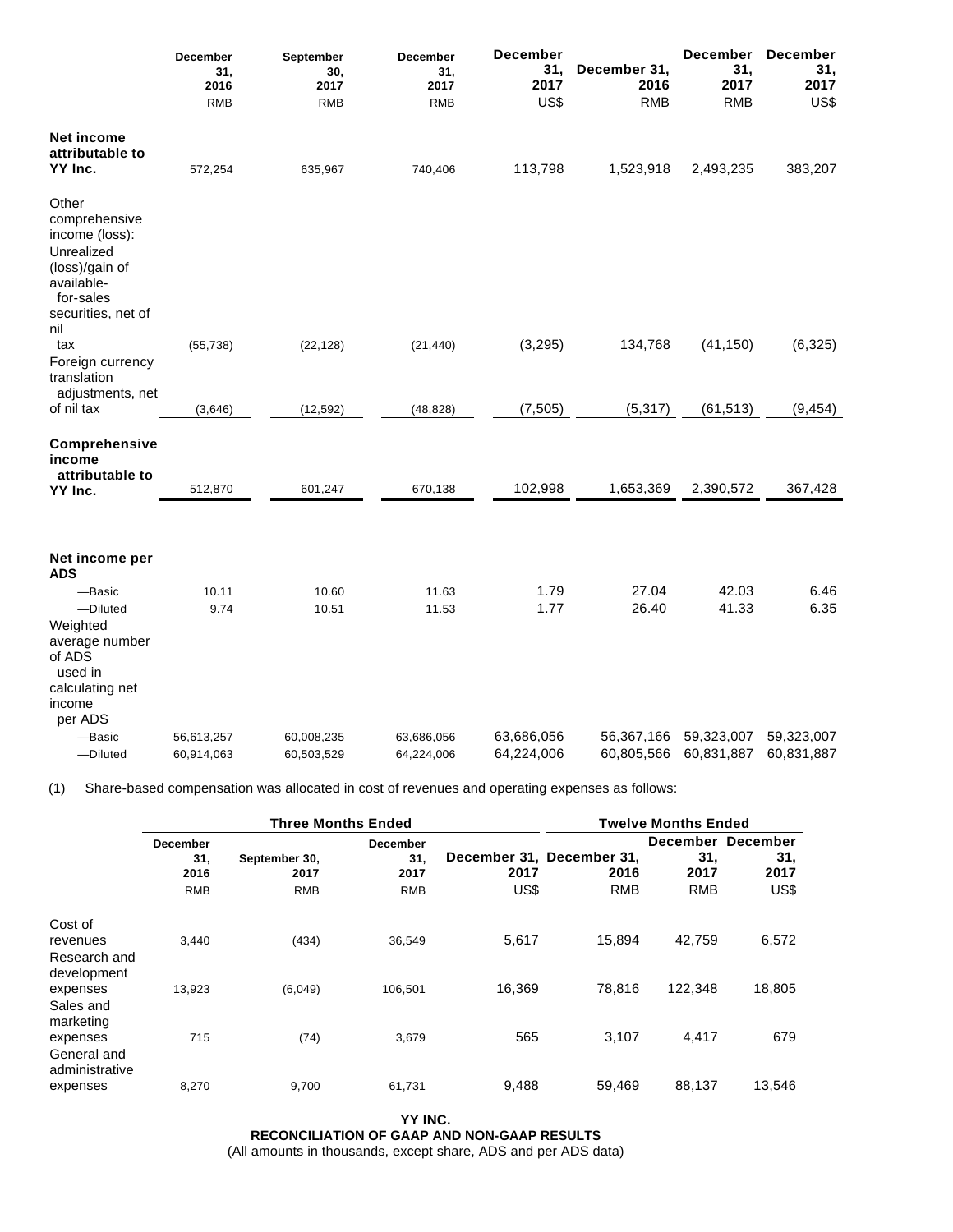| | December 31, 2016 | September 30, 2017 | December 31, 2017 | December 31, 2017 | December 31, 2016 | December 31, 2017 | December 31, 2017 |
|---|---|---|---|---|---|---|---|
| | RMB | RMB | RMB | US$ | RMB | RMB | US$ |
| **Net income attributable to YY Inc.** | 572,254 | 635,967 | 740,406 | 113,798 | 1,523,918 | 2,493,235 | 383,207 |
| Other comprehensive income (loss): | | | | | | | |
| Unrealized (loss)/gain of available-for-sales securities, net of nil tax | (55,738) | (22,128) | (21,440) | (3,295) | 134,768 | (41,150) | (6,325) |
| Foreign currency translation adjustments, net of nil tax | (3,646) | (12,592) | (48,828) | (7,505) | (5,317) | (61,513) | (9,454) |
| **Comprehensive income attributable to YY Inc.** | 512,870 | 601,247 | 670,138 | 102,998 | 1,653,369 | 2,390,572 | 367,428 |
| **Net income per ADS** | | | | | | | |
| —Basic | 10.11 | 10.60 | 11.63 | 1.79 | 27.04 | 42.03 | 6.46 |
| —Diluted | 9.74 | 10.51 | 11.53 | 1.77 | 26.40 | 41.33 | 6.35 |
| Weighted average number of ADS used in calculating net income per ADS | | | | | | | |
| —Basic | 56,613,257 | 60,008,235 | 63,686,056 | 63,686,056 | 56,367,166 | 59,323,007 | 59,323,007 |
| —Diluted | 60,914,063 | 60,503,529 | 64,224,006 | 64,224,006 | 60,805,566 | 60,831,887 | 60,831,887 |

(1) Share-based compensation was allocated in cost of revenues and operating expenses as follows:

| | Three Months Ended | | | | Twelve Months Ended | | |
|---|---|---|---|---|---|---|---|
| | December 31, 2016 | September 30, 2017 | December 31, 2017 | December 31, 2017 | December 31, 2016 | December 31, 2017 | December 31, 2017 |
| | RMB | RMB | RMB | US$ | RMB | RMB | US$ |
| Cost of revenues | 3,440 | (434) | 36,549 | 5,617 | 15,894 | 42,759 | 6,572 |
| Research and development expenses | 13,923 | (6,049) | 106,501 | 16,369 | 78,816 | 122,348 | 18,805 |
| Sales and marketing expenses | 715 | (74) | 3,679 | 565 | 3,107 | 4,417 | 679 |
| General and administrative expenses | 8,270 | 9,700 | 61,731 | 9,488 | 59,469 | 88,137 | 13,546 |

**YY INC.**
**RECONCILIATION OF GAAP AND NON-GAAP RESULTS**
(All amounts in thousands, except share, ADS and per ADS data)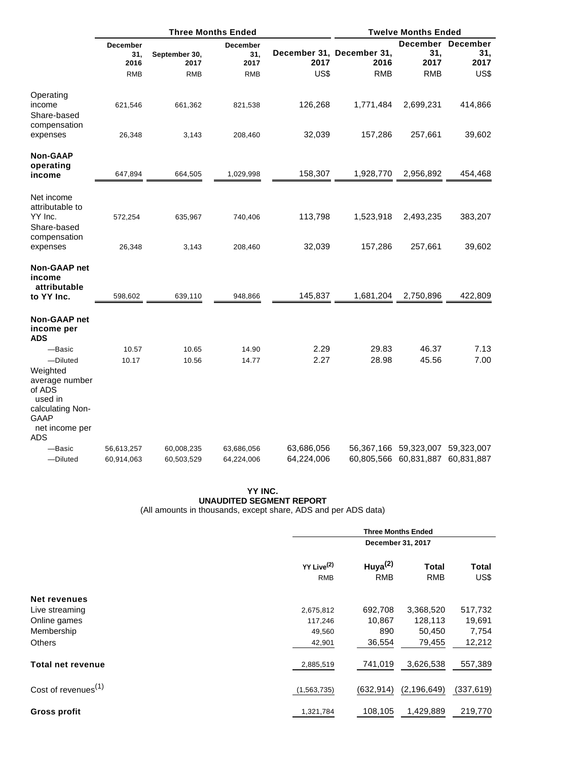| | Three Months Ended | | | | Twelve Months Ended | | |
|---|---|---|---|---|---|---|---|
| | December 31, 2016 | September 30, 2017 | December 31, 2017 | December 31, 2017 | December 31, 2016 | December 31, 2017 | December 31, 2017 |
| | RMB | RMB | RMB | US$ | RMB | RMB | US$ |
| Operating income | 621,546 | 661,362 | 821,538 | 126,268 | 1,771,484 | 2,699,231 | 414,866 |
| Share-based compensation expenses | 26,348 | 3,143 | 208,460 | 32,039 | 157,286 | 257,661 | 39,602 |
| **Non-GAAP operating income** | 647,894 | 664,505 | 1,029,998 | 158,307 | 1,928,770 | 2,956,892 | 454,468 |
| Net income attributable to YY Inc. | 572,254 | 635,967 | 740,406 | 113,798 | 1,523,918 | 2,493,235 | 383,207 |
| Share-based compensation expenses | 26,348 | 3,143 | 208,460 | 32,039 | 157,286 | 257,661 | 39,602 |
| **Non-GAAP net income attributable to YY Inc.** | 598,602 | 639,110 | 948,866 | 145,837 | 1,681,204 | 2,750,896 | 422,809 |
| **Non-GAAP net income per ADS** | | | | | | | |
| —Basic | 10.57 | 10.65 | 14.90 | 2.29 | 29.83 | 46.37 | 7.13 |
| —Diluted | 10.17 | 10.56 | 14.77 | 2.27 | 28.98 | 45.56 | 7.00 |
| Weighted average number of ADS used in calculating Non-GAAP net income per ADS | | | | | | | |
| —Basic | 56,613,257 | 60,008,235 | 63,686,056 | 63,686,056 | 56,367,166 | 59,323,007 | 59,323,007 |
| —Diluted | 60,914,063 | 60,503,529 | 64,224,006 | 64,224,006 | 60,805,566 | 60,831,887 | 60,831,887 |

**YY INC.**
**UNAUDITED SEGMENT REPORT**
(All amounts in thousands, except share, ADS and per ADS data)

| | Three Months Ended | | | |
|---|---|---|---|---|
| | December 31, 2017 | | | |
| | YY Live(2) | Huya(2) | Total | Total |
| | RMB | RMB | RMB | US$ |
| **Net revenues** | | | | |
| Live streaming | 2,675,812 | 692,708 | 3,368,520 | 517,732 |
| Online games | 117,246 | 10,867 | 128,113 | 19,691 |
| Membership | 49,560 | 890 | 50,450 | 7,754 |
| Others | 42,901 | 36,554 | 79,455 | 12,212 |
| **Total net revenue** | 2,885,519 | 741,019 | 3,626,538 | 557,389 |
| Cost of revenues(1) | (1,563,735) | (632,914) | (2,196,649) | (337,619) |
| **Gross profit** | 1,321,784 | 108,105 | 1,429,889 | 219,770 |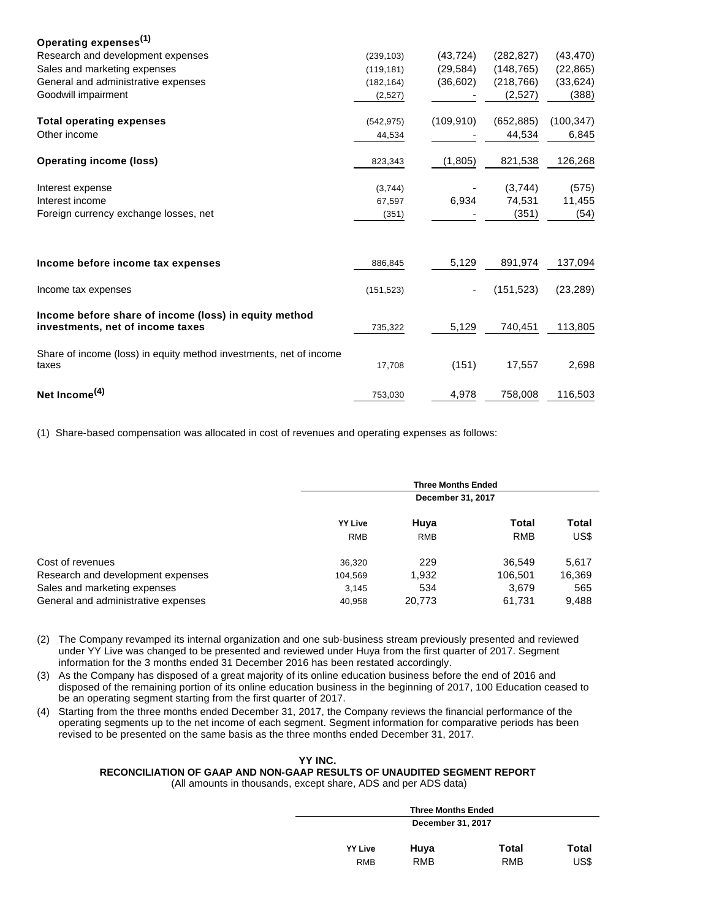| | | | | |
|---|---|---|---|---|
| **Operating expenses[1]** | | | | |
| Research and development expenses | (239,103) | (43,724) | (282,827) | (43,470) |
| Sales and marketing expenses | (119,181) | (29,584) | (148,765) | (22,865) |
| General and administrative expenses | (182,164) | (36,602) | (218,766) | (33,624) |
| Goodwill impairment | (2,527) | - | (2,527) | (388) |
| **Total operating expenses** | (542,975) | (109,910) | (652,885) | (100,347) |
| Other income | 44,534 | - | 44,534 | 6,845 |
| **Operating income (loss)** | 823,343 | (1,805) | 821,538 | 126,268 |
| Interest expense | (3,744) | - | (3,744) | (575) |
| Interest income | 67,597 | 6,934 | 74,531 | 11,455 |
| Foreign currency exchange losses, net | (351) | - | (351) | (54) |
| **Income before income tax expenses** | 886,845 | 5,129 | 891,974 | 137,094 |
| Income tax expenses | (151,523) | - | (151,523) | (23,289) |
| **Income before share of income (loss) in equity method investments, net of income taxes** | 735,322 | 5,129 | 740,451 | 113,805 |
| Share of income (loss) in equity method investments, net of income taxes | 17,708 | (151) | 17,557 | 2,698 |
| **Net Income[4]** | 753,030 | 4,978 | 758,008 | 116,503 |

(1) Share-based compensation was allocated in cost of revenues and operating expenses as follows:

| | Three Months Ended December 31, 2017 | | | |
|---|---|---|---|---|
| | YY Live RMB | Huya RMB | Total RMB | Total US$ |
| Cost of revenues | 36,320 | 229 | 36,549 | 5,617 |
| Research and development expenses | 104,569 | 1,932 | 106,501 | 16,369 |
| Sales and marketing expenses | 3,145 | 534 | 3,679 | 565 |
| General and administrative expenses | 40,958 | 20,773 | 61,731 | 9,488 |

(2) The Company revamped its internal organization and one sub-business stream previously presented and reviewed under YY Live was changed to be presented and reviewed under Huya from the first quarter of 2017. Segment information for the 3 months ended 31 December 2016 has been restated accordingly.

(3) As the Company has disposed of a great majority of its online education business before the end of 2016 and disposed of the remaining portion of its online education business in the beginning of 2017, 100 Education ceased to be an operating segment starting from the first quarter of 2017.

(4) Starting from the three months ended December 31, 2017, the Company reviews the financial performance of the operating segments up to the net income of each segment. Segment information for comparative periods has been revised to be presented on the same basis as the three months ended December 31, 2017.

**YY INC.**
**RECONCILIATION OF GAAP AND NON-GAAP RESULTS OF UNAUDITED SEGMENT REPORT**
(All amounts in thousands, except share, ADS and per ADS data)

| | Three Months Ended December 31, 2017 | | | |
|---|---|---|---|---|
| | YY Live RMB | Huya RMB | Total RMB | Total US$ |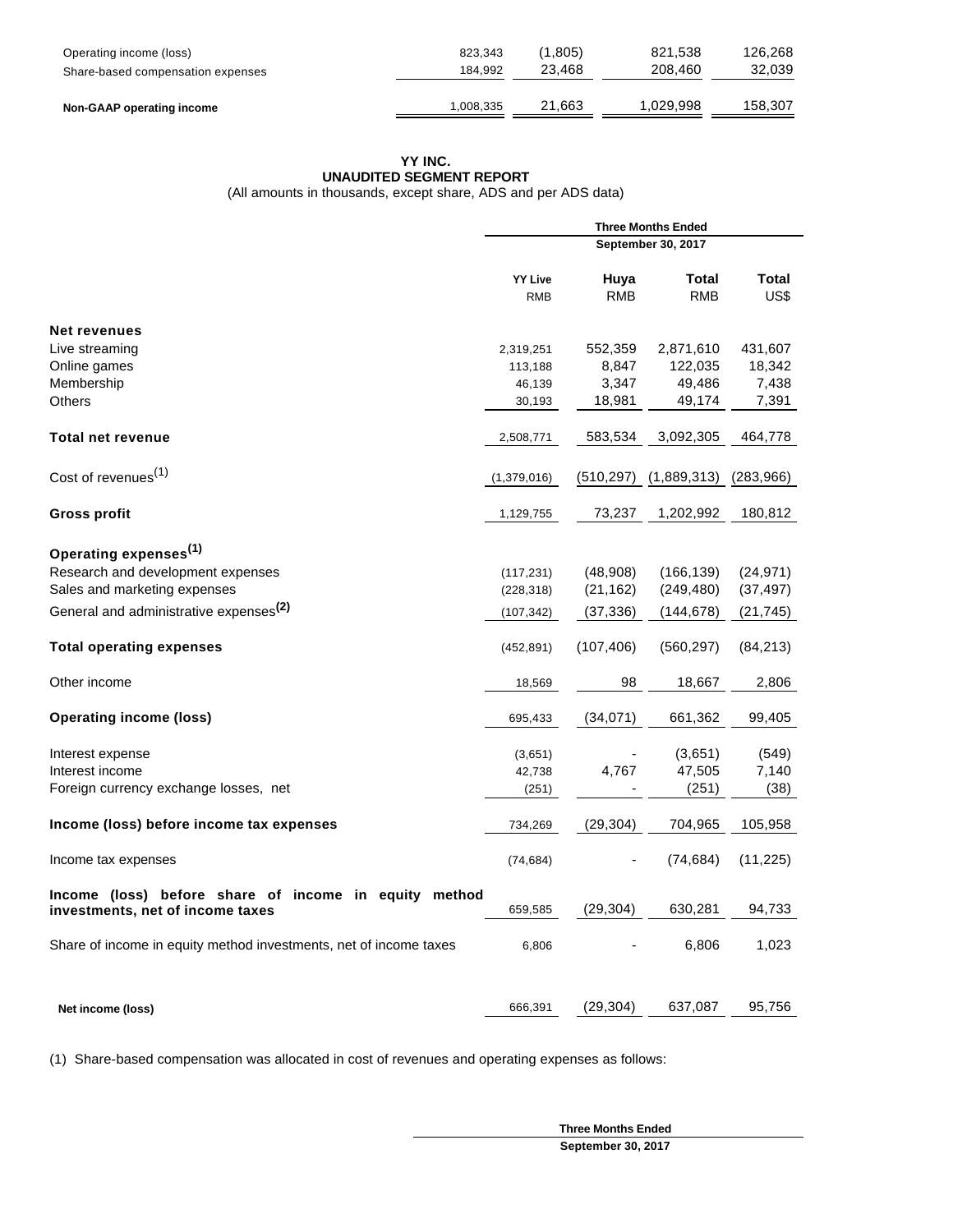| | | | | |
|---|---|---|---|---|
| Operating income (loss) | 823,343 | (1,805) | 821,538 | 126,268 |
| Share-based compensation expenses | 184,992 | 23,468 | 208,460 | 32,039 |
| **Non-GAAP operating income** | 1,008,335 | 21,663 | 1,029,998 | 158,307 |

**YY INC.**
**UNAUDITED SEGMENT REPORT**
(All amounts in thousands, except share, ADS and per ADS data)

| | Three Months Ended September 30, 2017 | | | |
|---|---|---|---|---|
| | **YY Live** RMB | **Huya** RMB | **Total** RMB | **Total** US$ |
| **Net revenues** | | | | |
| Live streaming | 2,319,251 | 552,359 | 2,871,610 | 431,607 |
| Online games | 113,188 | 8,847 | 122,035 | 18,342 |
| Membership | 46,139 | 3,347 | 49,486 | 7,438 |
| Others | 30,193 | 18,981 | 49,174 | 7,391 |
| **Total net revenue** | 2,508,771 | 583,534 | 3,092,305 | 464,778 |
| Cost of revenues(1) | (1,379,016) | (510,297) | (1,889,313) | (283,966) |
| **Gross profit** | 1,129,755 | 73,237 | 1,202,992 | 180,812 |
| **Operating expenses(1)** | | | | |
| Research and development expenses | (117,231) | (48,908) | (166,139) | (24,971) |
| Sales and marketing expenses | (228,318) | (21,162) | (249,480) | (37,497) |
| General and administrative expenses(2) | (107,342) | (37,336) | (144,678) | (21,745) |
| **Total operating expenses** | (452,891) | (107,406) | (560,297) | (84,213) |
| Other income | 18,569 | 98 | 18,667 | 2,806 |
| **Operating income (loss)** | 695,433 | (34,071) | 661,362 | 99,405 |
| Interest expense | (3,651) | - | (3,651) | (549) |
| Interest income | 42,738 | 4,767 | 47,505 | 7,140 |
| Foreign currency exchange losses, net | (251) | - | (251) | (38) |
| **Income (loss) before income tax expenses** | 734,269 | (29,304) | 704,965 | 105,958 |
| Income tax expenses | (74,684) | - | (74,684) | (11,225) |
| **Income (loss) before share of income in equity method investments, net of income taxes** | 659,585 | (29,304) | 630,281 | 94,733 |
| Share of income in equity method investments, net of income taxes | 6,806 | - | 6,806 | 1,023 |
| **Net income (loss)** | 666,391 | (29,304) | 637,087 | 95,756 |

(1) Share-based compensation was allocated in cost of revenues and operating expenses as follows:

**Three Months Ended**
**September 30, 2017**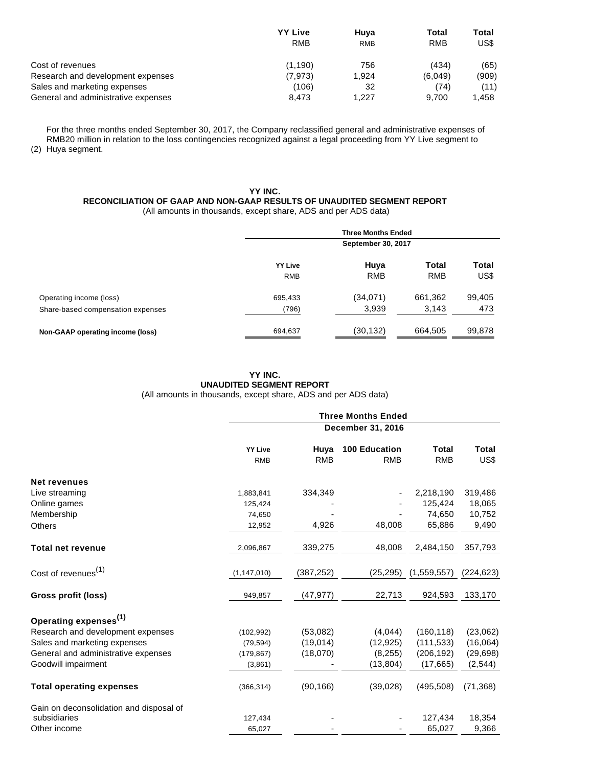| | YY Live RMB | Huya RMB | Total RMB | Total US$ |
|---|---|---|---|---|
| Cost of revenues | (1,190) | 756 | (434) | (65) |
| Research and development expenses | (7,973) | 1,924 | (6,049) | (909) |
| Sales and marketing expenses | (106) | 32 | (74) | (11) |
| General and administrative expenses | 8,473 | 1,227 | 9,700 | 1,458 |

(2) For the three months ended September 30, 2017, the Company reclassified general and administrative expenses of RMB20 million in relation to the loss contingencies recognized against a legal proceeding from YY Live segment to Huya segment.

**YY INC.**
**RECONCILIATION OF GAAP AND NON-GAAP RESULTS OF UNAUDITED SEGMENT REPORT**
(All amounts in thousands, except share, ADS and per ADS data)

| | Three Months Ended September 30, 2017 | | | |
|---|---|---|---|---|
| | YY Live RMB | Huya RMB | Total RMB | Total US$ |
| Operating income (loss) | 695,433 | (34,071) | 661,362 | 99,405 |
| Share-based compensation expenses | (796) | 3,939 | 3,143 | 473 |
| **Non-GAAP operating income (loss)** | 694,637 | (30,132) | 664,505 | 99,878 |

**YY INC.**
**UNAUDITED SEGMENT REPORT**
(All amounts in thousands, except share, ADS and per ADS data)

| | Three Months Ended December 31, 2016 | | | | |
|---|---|---|---|---|---|
| | YY Live RMB | Huya RMB | 100 Education RMB | Total RMB | Total US$ |
| **Net revenues** | | | | | |
| Live streaming | 1,883,841 | 334,349 | - | 2,218,190 | 319,486 |
| Online games | 125,424 | - | - | 125,424 | 18,065 |
| Membership | 74,650 | - | - | 74,650 | 10,752 |
| Others | 12,952 | 4,926 | 48,008 | 65,886 | 9,490 |
| **Total net revenue** | 2,096,867 | 339,275 | 48,008 | 2,484,150 | 357,793 |
| Cost of revenues(1) | (1,147,010) | (387,252) | (25,295) | (1,559,557) | (224,623) |
| **Gross profit (loss)** | 949,857 | (47,977) | 22,713 | 924,593 | 133,170 |
| **Operating expenses(1)** | | | | | |
| Research and development expenses | (102,992) | (53,082) | (4,044) | (160,118) | (23,062) |
| Sales and marketing expenses | (79,594) | (19,014) | (12,925) | (111,533) | (16,064) |
| General and administrative expenses | (179,867) | (18,070) | (8,255) | (206,192) | (29,698) |
| Goodwill impairment | (3,861) | - | (13,804) | (17,665) | (2,544) |
| **Total operating expenses** | (366,314) | (90,166) | (39,028) | (495,508) | (71,368) |
| Gain on deconsolidation and disposal of subsidiaries | 127,434 | - | - | 127,434 | 18,354 |
| Other income | 65,027 | - | - | 65,027 | 9,366 |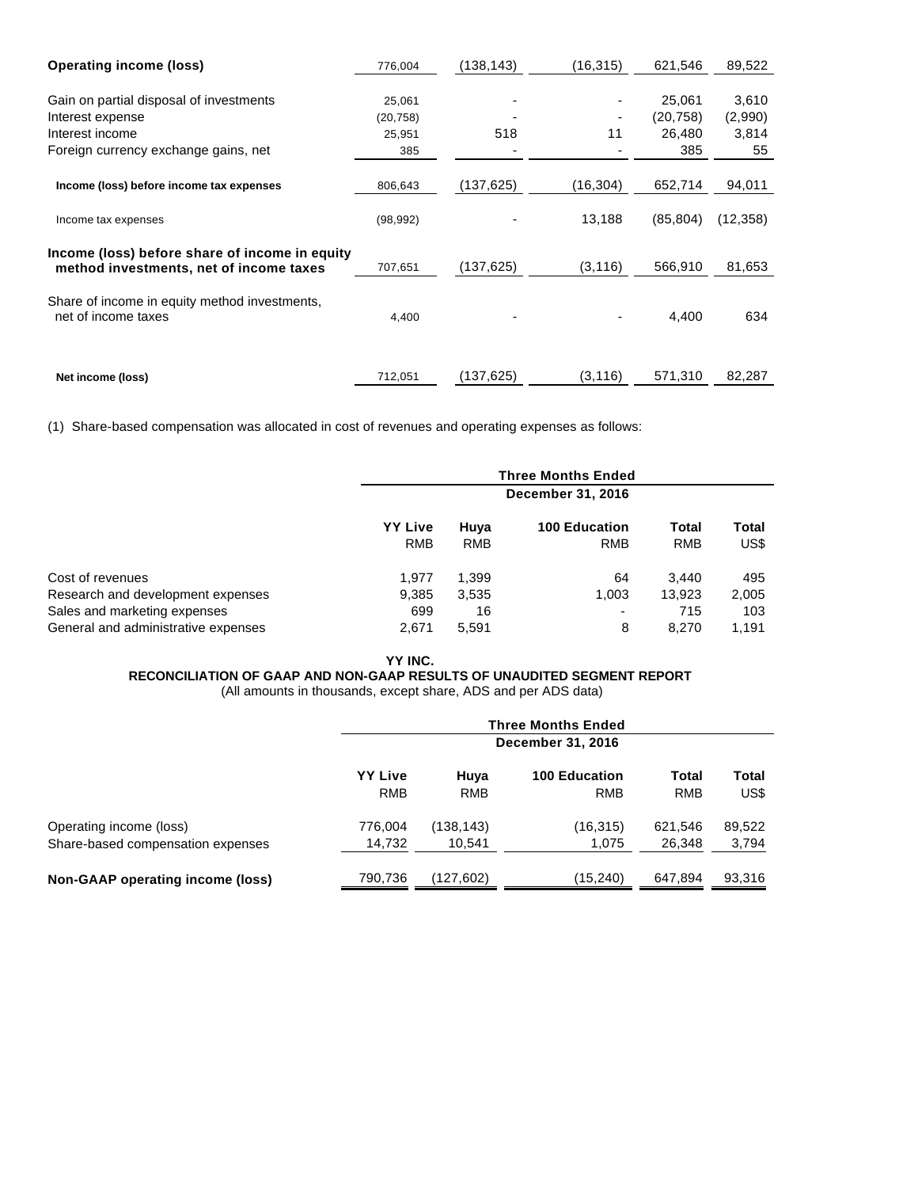| | | | | | |
|---|---|---|---|---|---|
| **Operating income (loss)** | 776,004 | (138,143) | (16,315) | 621,546 | 89,522 |
| Gain on partial disposal of investments | 25,061 | - | - | 25,061 | 3,610 |
| Interest expense | (20,758) | - | - | (20,758) | (2,990) |
| Interest income | 25,951 | 518 | 11 | 26,480 | 3,814 |
| Foreign currency exchange gains, net | 385 | - | - | 385 | 55 |
| **Income (loss) before income tax expenses** | 806,643 | (137,625) | (16,304) | 652,714 | 94,011 |
| Income tax expenses | (98,992) | - | 13,188 | (85,804) | (12,358) |
| **Income (loss) before share of income in equity method investments, net of income taxes** | 707,651 | (137,625) | (3,116) | 566,910 | 81,653 |
| Share of income in equity method investments, net of income taxes | 4,400 | - | - | 4,400 | 634 |
| **Net income (loss)** | 712,051 | (137,625) | (3,116) | 571,310 | 82,287 |

(1) Share-based compensation was allocated in cost of revenues and operating expenses as follows:

| | Three Months Ended December 31, 2016 | | | | |
|---|---|---|---|---|---|
| | **YY Live** RMB | **Huya** RMB | **100 Education** RMB | **Total** RMB | **Total** US$ |
| Cost of revenues | 1,977 | 1,399 | 64 | 3,440 | 495 |
| Research and development expenses | 9,385 | 3,535 | 1,003 | 13,923 | 2,005 |
| Sales and marketing expenses | 699 | 16 | - | 715 | 103 |
| General and administrative expenses | 2,671 | 5,591 | 8 | 8,270 | 1,191 |

**YY INC.**
**RECONCILIATION OF GAAP AND NON-GAAP RESULTS OF UNAUDITED SEGMENT REPORT**
(All amounts in thousands, except share, ADS and per ADS data)

| | Three Months Ended December 31, 2016 | | | | |
|---|---|---|---|---|---|
| | **YY Live** RMB | **Huya** RMB | **100 Education** RMB | **Total** RMB | **Total** US$ |
| Operating income (loss) | 776,004 | (138,143) | (16,315) | 621,546 | 89,522 |
| Share-based compensation expenses | 14,732 | 10,541 | 1,075 | 26,348 | 3,794 |
| **Non-GAAP operating income (loss)** | 790,736 | (127,602) | (15,240) | 647,894 | 93,316 |